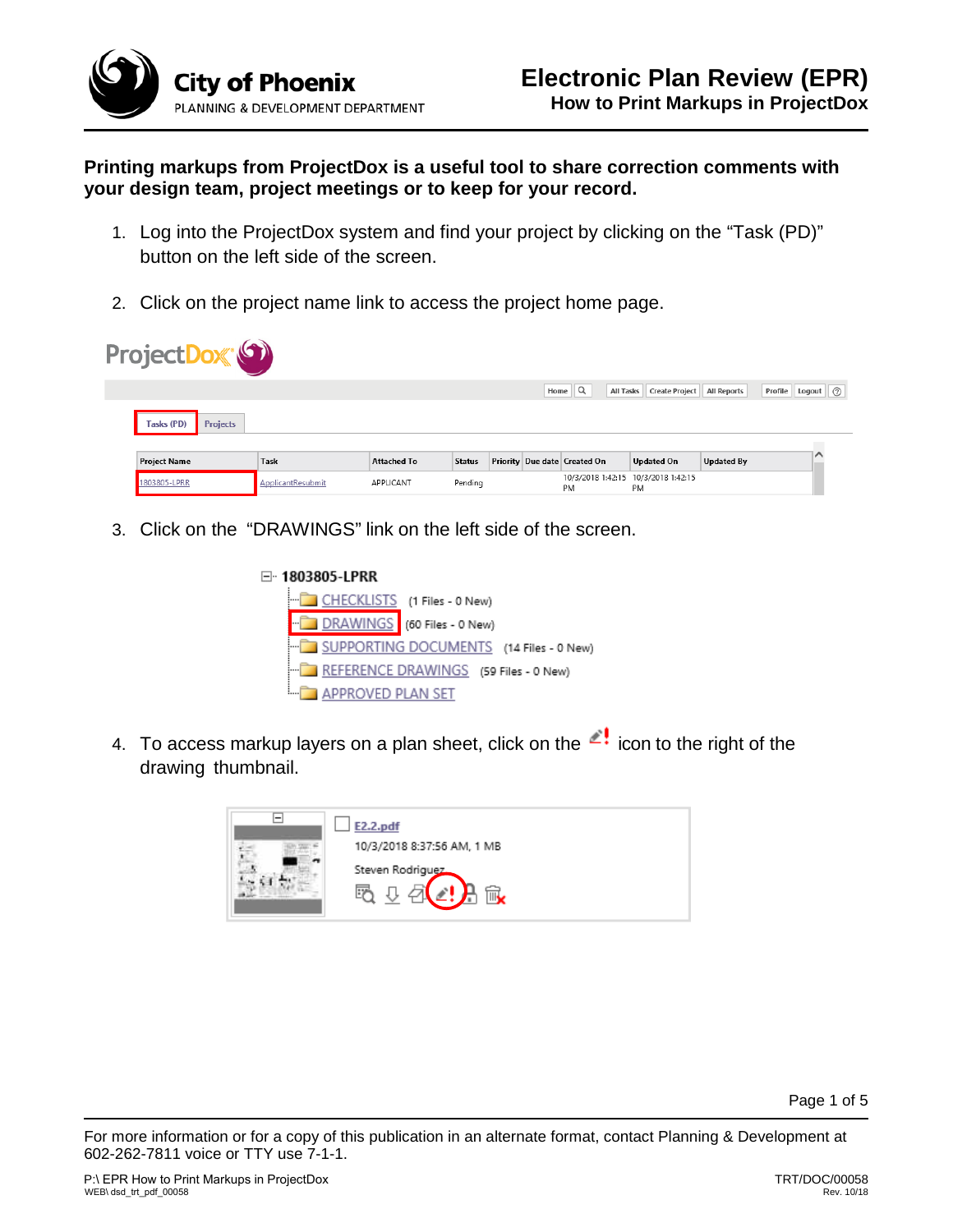**City of Phoenix**
PLANNING & DEVELOPMENT DEPARTMENT

# Electronic Plan Review (EPR)
## How to Print Markups in ProjectDox

**Printing markups from ProjectDox is a useful tool to share correction comments with your design team, project meetings or to keep for your record.**

1. Log into the ProjectDox system and find your project by clicking on the "Task (PD)" button on the left side of the screen.

2. Click on the project name link to access the project home page.

3. Click on the "DRAWINGS" link on the left side of the screen.

4. To access markup layers on a plan sheet, click on the icon to the right of the drawing thumbnail.

For more information or for a copy of this publication in an alternate format, contact Planning & Development at 602-262-7811 voice or TTY use 7-1-1.

P:\ EPR How to Print Markups in ProjectDox
WEB\ dsd_trt_pdf_00058

TRT/DOC/00058
Rev. 10/18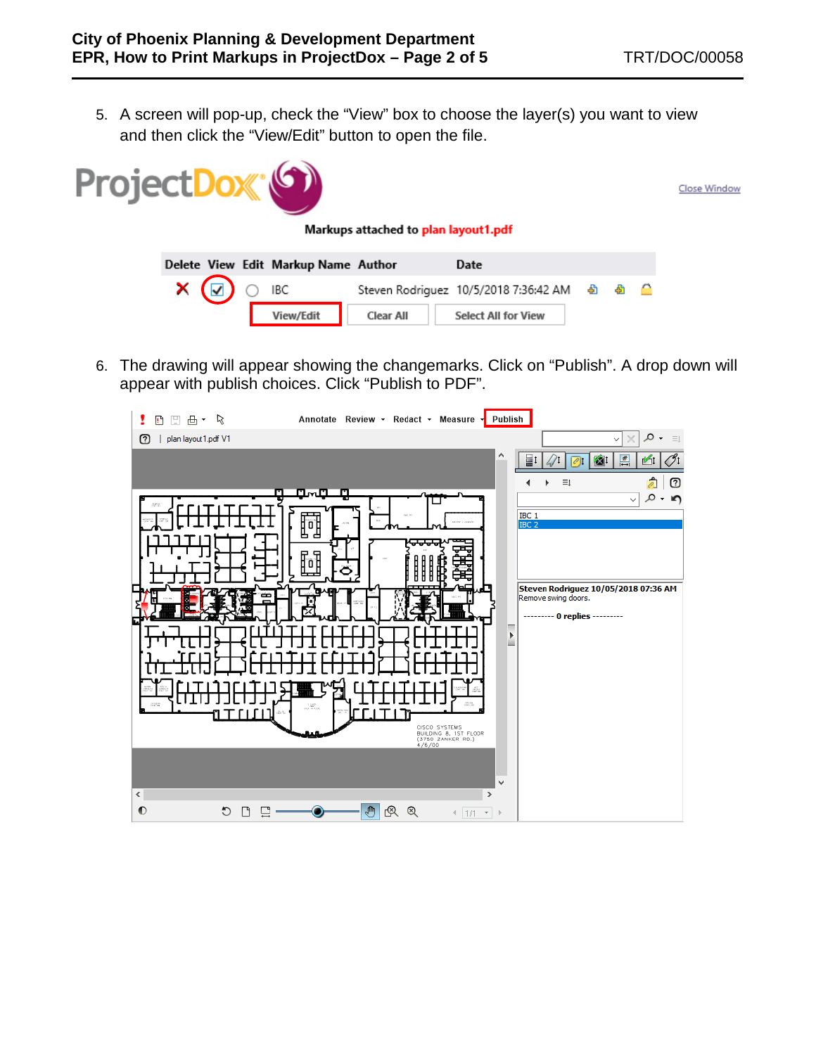5. A screen will pop-up, check the “View” box to choose the layer(s) you want to view and then click the “View/Edit” button to open the file.

6. The drawing will appear showing the changemarks. Click on “Publish”. A drop down will appear with publish choices. Click “Publish to PDF”.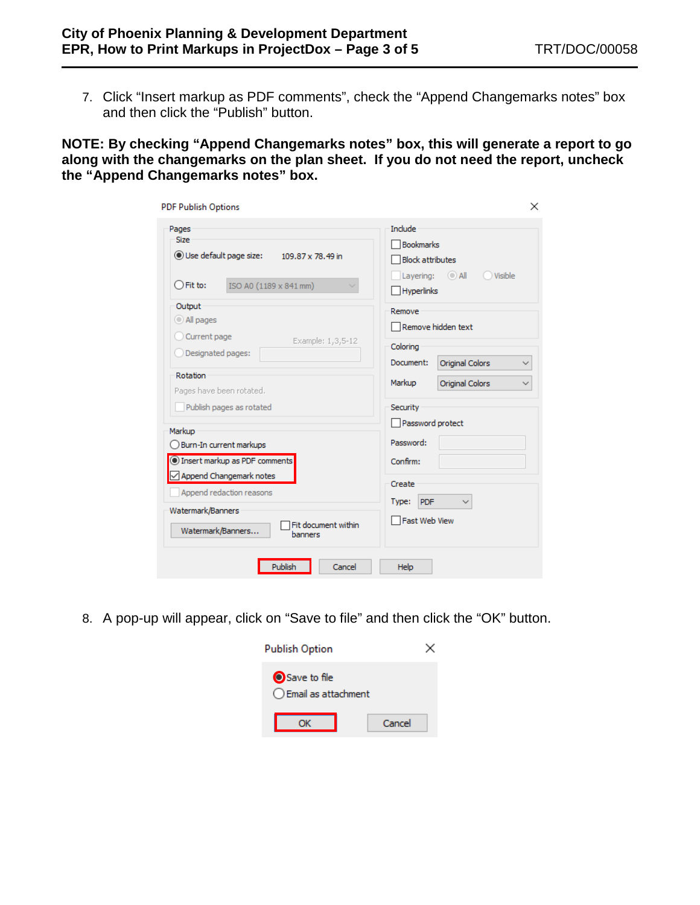7. Click “Insert markup as PDF comments”, check the “Append Changemarks notes” box and then click the “Publish” button.

**NOTE: By checking “Append Changemarks notes” box, this will generate a report to go along with the changemarks on the plan sheet. If you do not need the report, uncheck the “Append Changemarks notes” box.**

8. A pop-up will appear, click on “Save to file” and then click the “OK” button.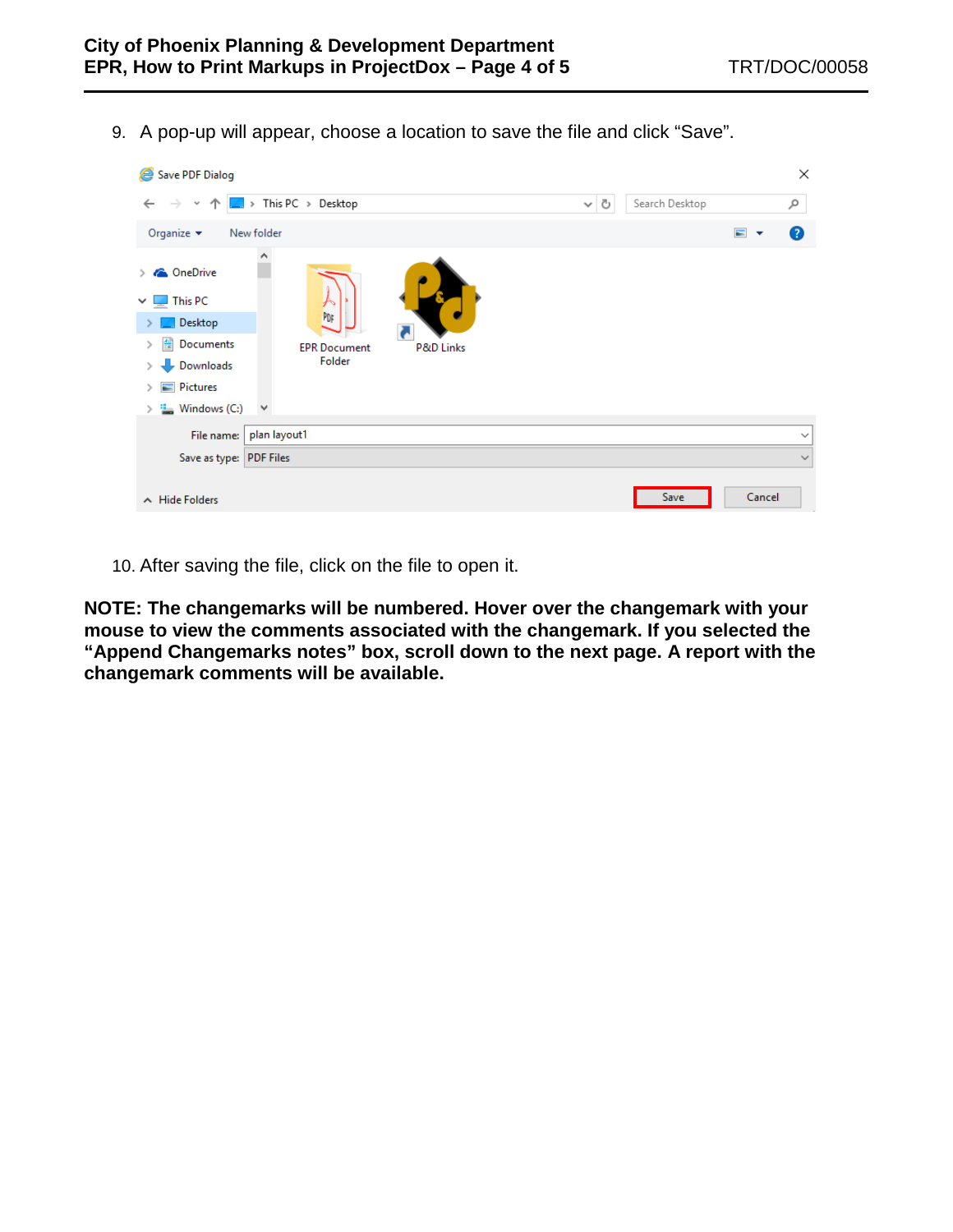9. A pop-up will appear, choose a location to save the file and click "Save".

10. After saving the file, click on the file to open it.

**NOTE: The changemarks will be numbered. Hover over the changemark with your mouse to view the comments associated with the changemark. If you selected the "Append Changemarks notes" box, scroll down to the next page. A report with the changemark comments will be available.**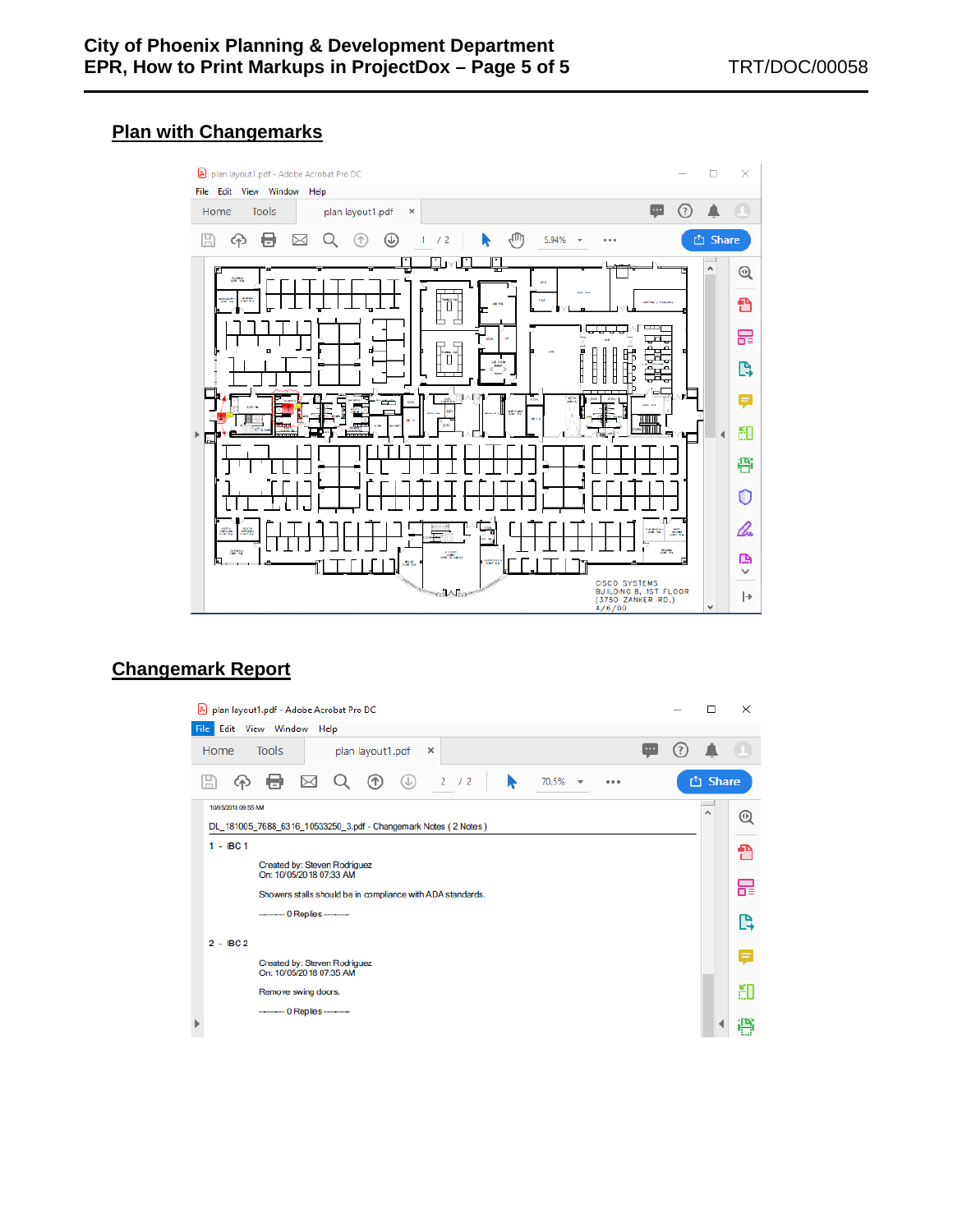## Plan with Changemarks

## Changemark Report